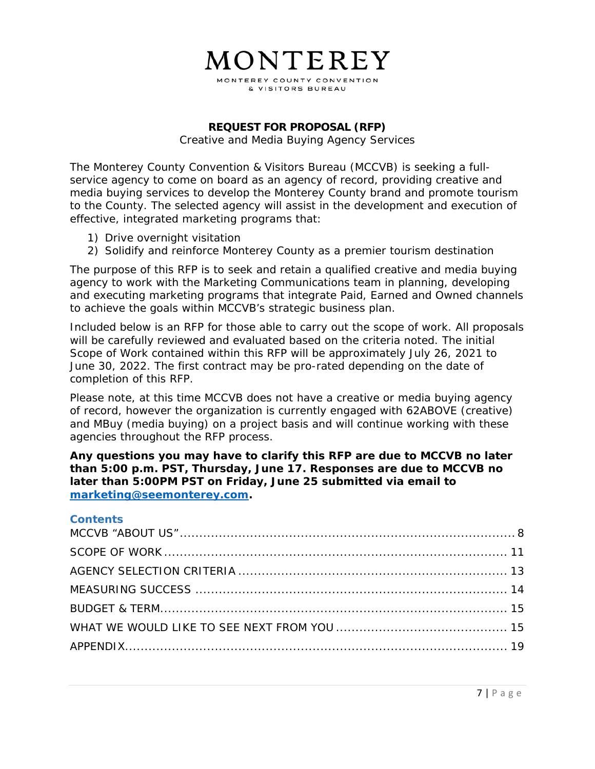# MONTEREY

MONTEREY COUNTY CONVENTION & VISITORS BUREAU

## REQUEST FOR PROPOSAL (RFP)

Creative and Media Buying Agency Services

The Monterey County Convention & Visitors Bureau (MCCVB) is seeking a full-service agency to come on board as an agency of record, providing creative and media buying services to develop the Monterey County brand and promote tourism to the County. The selected agency will assist in the development and execution of effective, integrated marketing programs that:

1) Drive overnight visitation
2) Solidify and reinforce Monterey County as a premier tourism destination

The purpose of this RFP is to seek and retain a qualified creative and media buying agency to work with the Marketing Communications team in planning, developing and executing marketing programs that integrate Paid, Earned and Owned channels to achieve the goals within MCCVB's strategic business plan.

Included below is an RFP for those able to carry out the scope of work. All proposals will be carefully reviewed and evaluated based on the criteria noted. The initial Scope of Work contained within this RFP will be approximately July 26, 2021 to June 30, 2022. The first contract may be pro-rated depending on the date of completion of this RFP.

Please note, at this time MCCVB does not have a creative or media buying agency of record, however the organization is currently engaged with 62ABOVE (creative) and MBuy (media buying) on a project basis and will continue working with these agencies throughout the RFP process.

**Any questions you may have to clarify this RFP are due to MCCVB no later than 5:00 p.m. PST, Thursday, June 17. Responses are due to MCCVB no later than 5:00PM PST on Friday, June 25 submitted via email to [marketing@seemonterey.com](mailto:marketing@seemonterey.com).**

### Contents

- MCCVB "ABOUT US" .......... 8
- SCOPE OF WORK .......... 11
- AGENCY SELECTION CRITERIA .......... 13
- MEASURING SUCCESS .......... 14
- BUDGET & TERM .......... 15
- WHAT WE WOULD LIKE TO SEE NEXT FROM YOU .......... 15
- APPENDIX .......... 19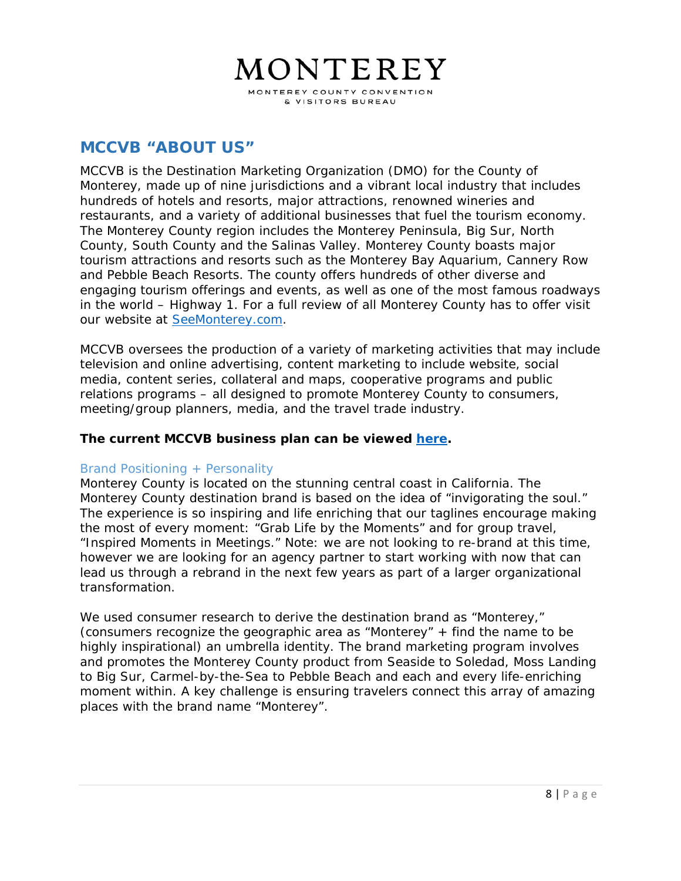# MONTEREY

MONTEREY COUNTY CONVENTION & VISITORS BUREAU

## MCCVB "ABOUT US"

MCCVB is the Destination Marketing Organization (DMO) for the County of Monterey, made up of nine jurisdictions and a vibrant local industry that includes hundreds of hotels and resorts, major attractions, renowned wineries and restaurants, and a variety of additional businesses that fuel the tourism economy. The Monterey County region includes the Monterey Peninsula, Big Sur, North County, South County and the Salinas Valley. Monterey County boasts major tourism attractions and resorts such as the Monterey Bay Aquarium, Cannery Row and Pebble Beach Resorts. The county offers hundreds of other diverse and engaging tourism offerings and events, as well as one of the most famous roadways in the world – Highway 1. For a full review of all Monterey County has to offer visit our website at SeeMonterey.com.

MCCVB oversees the production of a variety of marketing activities that may include television and online advertising, content marketing to include website, social media, content series, collateral and maps, cooperative programs and public relations programs – all designed to promote Monterey County to consumers, meeting/group planners, media, and the travel trade industry.

**The current MCCVB business plan can be viewed here.**

### Brand Positioning + Personality

Monterey County is located on the stunning central coast in California. The Monterey County destination brand is based on the idea of "invigorating the soul." The experience is so inspiring and life enriching that our taglines encourage making the most of every moment: "Grab Life by the Moments" and for group travel, "Inspired Moments in Meetings." Note: we are not looking to re-brand at this time, however we are looking for an agency partner to start working with now that can lead us through a rebrand in the next few years as part of a larger organizational transformation.

We used consumer research to derive the destination brand as "Monterey," (consumers recognize the geographic area as "Monterey" + find the name to be highly inspirational) an umbrella identity. The brand marketing program involves and promotes the Monterey County product from Seaside to Soledad, Moss Landing to Big Sur, Carmel-by-the-Sea to Pebble Beach and each and every life-enriching moment within. A key challenge is ensuring travelers connect this array of amazing places with the brand name "Monterey".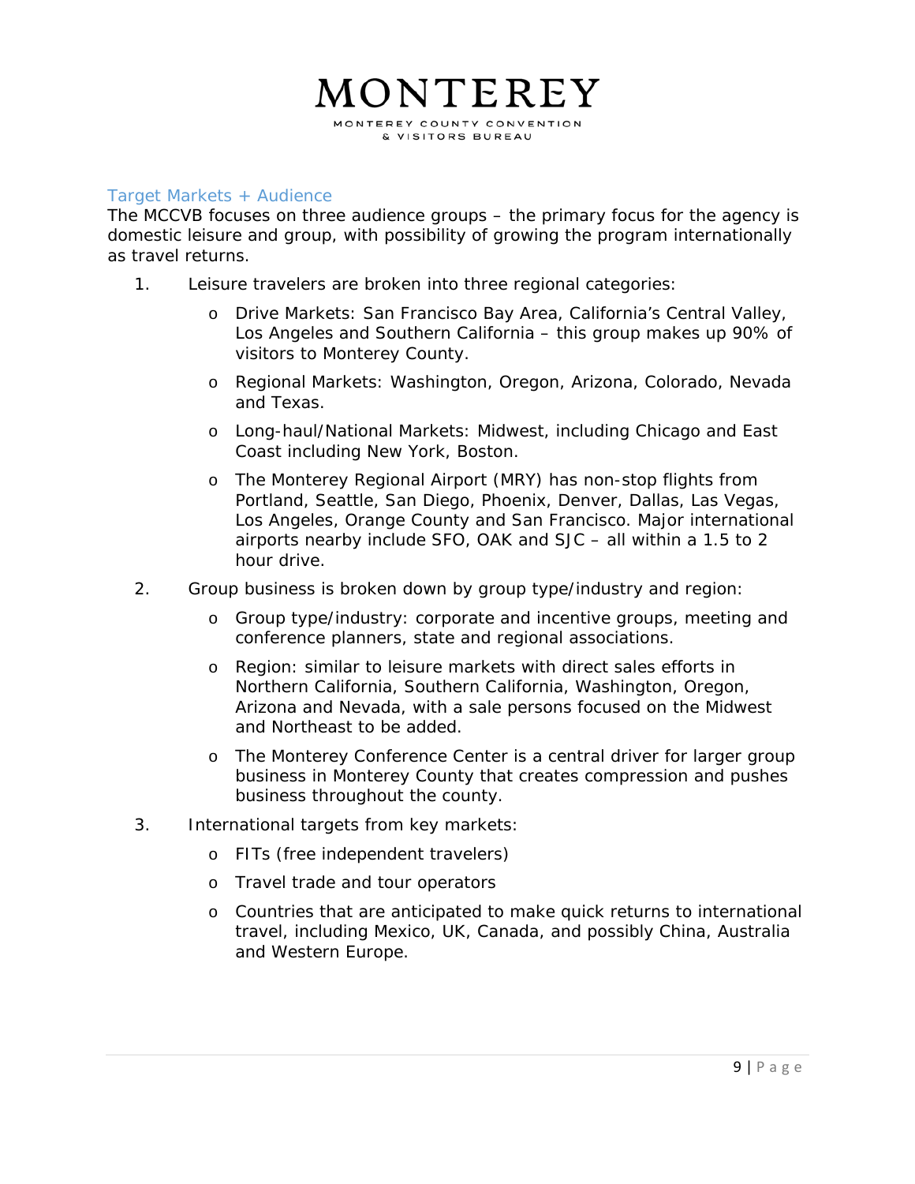## Target Markets + Audience

The MCCVB focuses on three audience groups – the primary focus for the agency is domestic leisure and group, with possibility of growing the program internationally as travel returns.

1. Leisure travelers are broken into three regional categories:
   - Drive Markets: San Francisco Bay Area, California's Central Valley, Los Angeles and Southern California – this group makes up 90% of visitors to Monterey County.
   - Regional Markets: Washington, Oregon, Arizona, Colorado, Nevada and Texas.
   - Long-haul/National Markets: Midwest, including Chicago and East Coast including New York, Boston.
   - The Monterey Regional Airport (MRY) has non-stop flights from Portland, Seattle, San Diego, Phoenix, Denver, Dallas, Las Vegas, Los Angeles, Orange County and San Francisco. Major international airports nearby include SFO, OAK and SJC – all within a 1.5 to 2 hour drive.
2. Group business is broken down by group type/industry and region:
   - Group type/industry: corporate and incentive groups, meeting and conference planners, state and regional associations.
   - Region: similar to leisure markets with direct sales efforts in Northern California, Southern California, Washington, Oregon, Arizona and Nevada, with a sale persons focused on the Midwest and Northeast to be added.
   - The Monterey Conference Center is a central driver for larger group business in Monterey County that creates compression and pushes business throughout the county.
3. International targets from key markets:
   - FITs (free independent travelers)
   - Travel trade and tour operators
   - Countries that are anticipated to make quick returns to international travel, including Mexico, UK, Canada, and possibly China, Australia and Western Europe.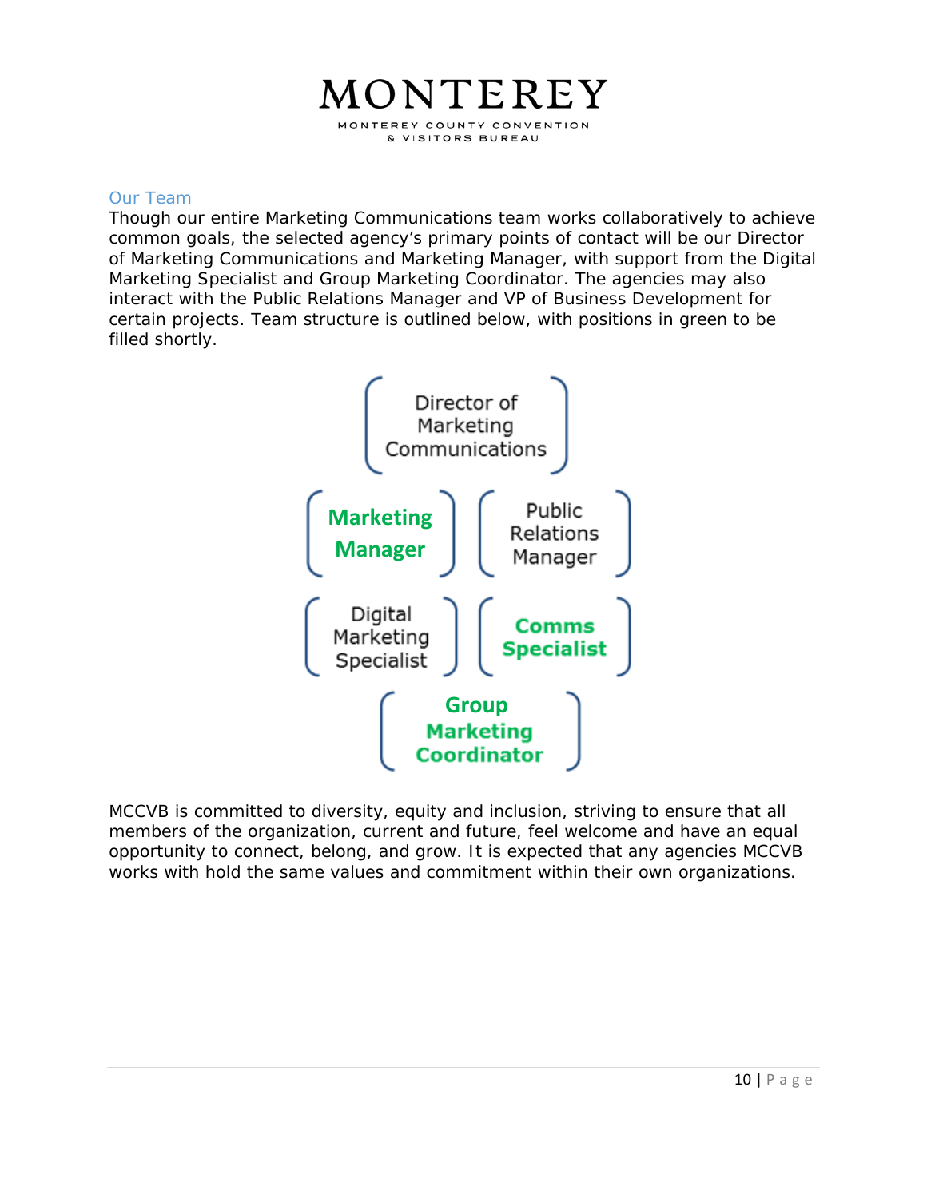## Our Team

Though our entire Marketing Communications team works collaboratively to achieve common goals, the selected agency's primary points of contact will be our Director of Marketing Communications and Marketing Manager, with support from the Digital Marketing Specialist and Group Marketing Coordinator. The agencies may also interact with the Public Relations Manager and VP of Business Development for certain projects. Team structure is outlined below, with positions in green to be filled shortly.

- Director of Marketing Communications
- **Marketing Manager**
- Public Relations Manager
- Digital Marketing Specialist
- **Comms Specialist**
- **Group Marketing Coordinator**

MCCVB is committed to diversity, equity and inclusion, striving to ensure that all members of the organization, current and future, feel welcome and have an equal opportunity to connect, belong, and grow. It is expected that any agencies MCCVB works with hold the same values and commitment within their own organizations.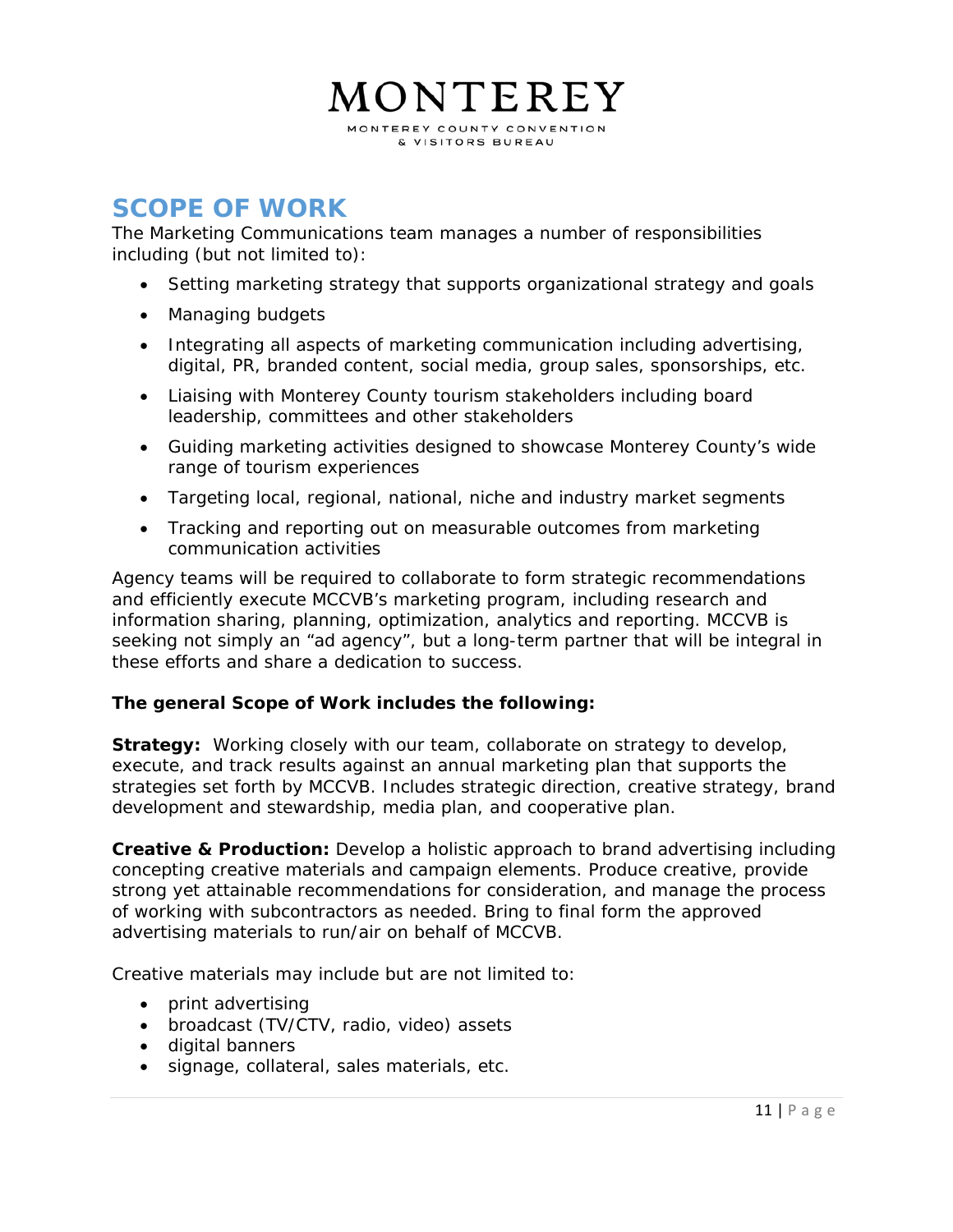# SCOPE OF WORK

The Marketing Communications team manages a number of responsibilities including (but not limited to):

- Setting marketing strategy that supports organizational strategy and goals
- Managing budgets
- Integrating all aspects of marketing communication including advertising, digital, PR, branded content, social media, group sales, sponsorships, etc.
- Liaising with Monterey County tourism stakeholders including board leadership, committees and other stakeholders
- Guiding marketing activities designed to showcase Monterey County's wide range of tourism experiences
- Targeting local, regional, national, niche and industry market segments
- Tracking and reporting out on measurable outcomes from marketing communication activities

Agency teams will be required to collaborate to form strategic recommendations and efficiently execute MCCVB's marketing program, including research and information sharing, planning, optimization, analytics and reporting. MCCVB is seeking not simply an "ad agency", but a long-term partner that will be integral in these efforts and share a dedication to success.

**The general Scope of Work includes the following:**

**Strategy:** Working closely with our team, collaborate on strategy to develop, execute, and track results against an annual marketing plan that supports the strategies set forth by MCCVB. Includes strategic direction, creative strategy, brand development and stewardship, media plan, and cooperative plan.

**Creative & Production:** Develop a holistic approach to brand advertising including concepting creative materials and campaign elements. Produce creative, provide strong yet attainable recommendations for consideration, and manage the process of working with subcontractors as needed. Bring to final form the approved advertising materials to run/air on behalf of MCCVB.

Creative materials may include but are not limited to:

- print advertising
- broadcast (TV/CTV, radio, video) assets
- digital banners
- signage, collateral, sales materials, etc.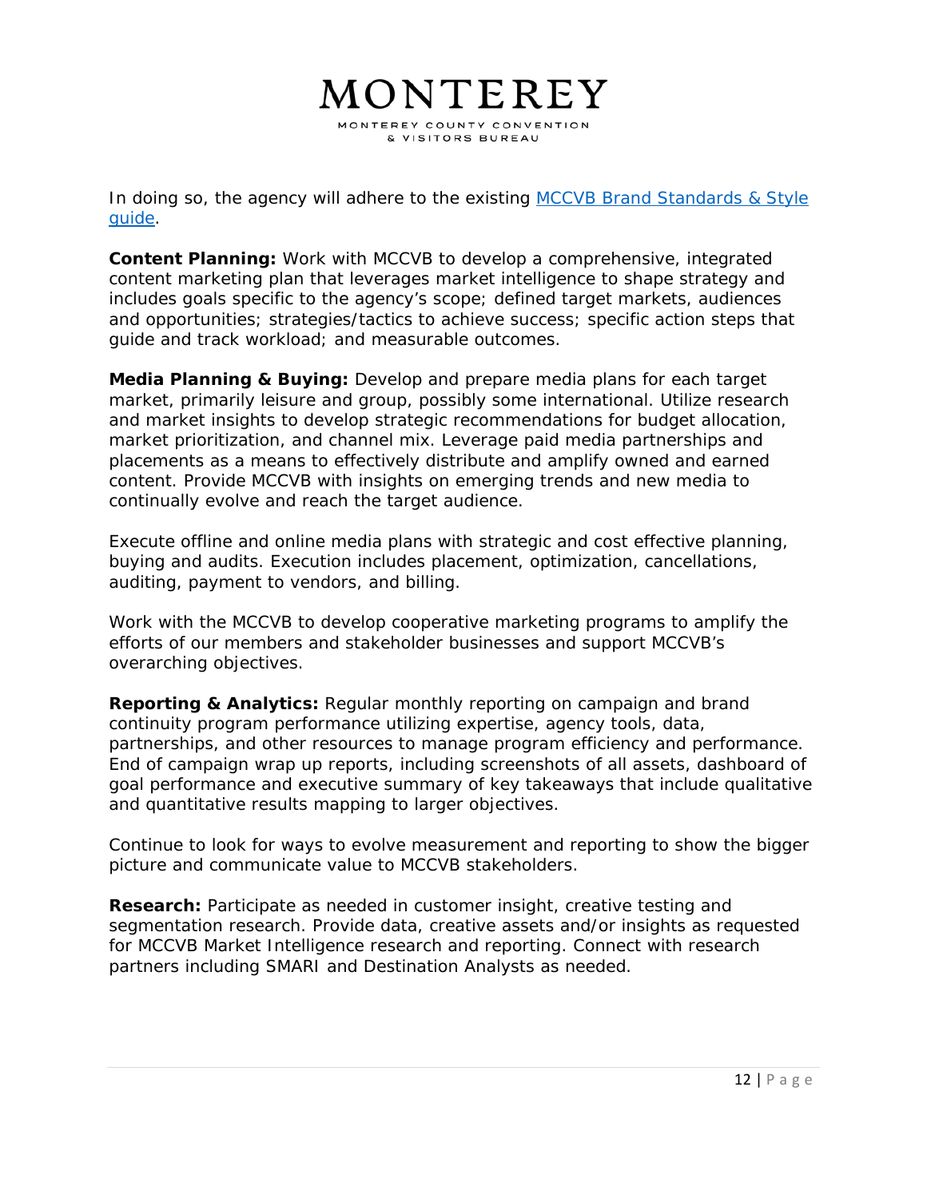In doing so, the agency will adhere to the existing [MCCVB Brand Standards & Style guide](MCCVB Brand Standards & Style guide).

**Content Planning:** Work with MCCVB to develop a comprehensive, integrated content marketing plan that leverages market intelligence to shape strategy and includes goals specific to the agency's scope; defined target markets, audiences and opportunities; strategies/tactics to achieve success; specific action steps that guide and track workload; and measurable outcomes.

**Media Planning & Buying:** Develop and prepare media plans for each target market, primarily leisure and group, possibly some international. Utilize research and market insights to develop strategic recommendations for budget allocation, market prioritization, and channel mix. Leverage paid media partnerships and placements as a means to effectively distribute and amplify owned and earned content. Provide MCCVB with insights on emerging trends and new media to continually evolve and reach the target audience.

Execute offline and online media plans with strategic and cost effective planning, buying and audits. Execution includes placement, optimization, cancellations, auditing, payment to vendors, and billing.

Work with the MCCVB to develop cooperative marketing programs to amplify the efforts of our members and stakeholder businesses and support MCCVB's overarching objectives.

**Reporting & Analytics:** Regular monthly reporting on campaign and brand continuity program performance utilizing expertise, agency tools, data, partnerships, and other resources to manage program efficiency and performance. End of campaign wrap up reports, including screenshots of all assets, dashboard of goal performance and executive summary of key takeaways that include qualitative and quantitative results mapping to larger objectives.

Continue to look for ways to evolve measurement and reporting to show the bigger picture and communicate value to MCCVB stakeholders.

**Research:** Participate as needed in customer insight, creative testing and segmentation research. Provide data, creative assets and/or insights as requested for MCCVB Market Intelligence research and reporting. Connect with research partners including SMARI and Destination Analysts as needed.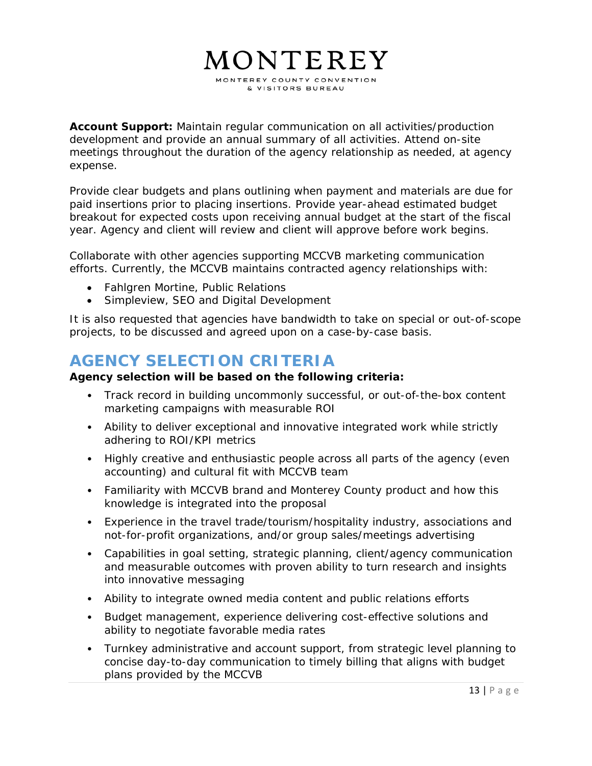**Account Support:** Maintain regular communication on all activities/production development and provide an annual summary of all activities. Attend on-site meetings throughout the duration of the agency relationship as needed, at agency expense.

Provide clear budgets and plans outlining when payment and materials are due for paid insertions prior to placing insertions. Provide year-ahead estimated budget breakout for expected costs upon receiving annual budget at the start of the fiscal year. Agency and client will review and client will approve before work begins.

Collaborate with other agencies supporting MCCVB marketing communication efforts. Currently, the MCCVB maintains contracted agency relationships with:

- Fahlgren Mortine, Public Relations
- Simpleview, SEO and Digital Development

It is also requested that agencies have bandwidth to take on special or out-of-scope projects, to be discussed and agreed upon on a case-by-case basis.

## AGENCY SELECTION CRITERIA

**Agency selection will be based on the following criteria:**

- Track record in building uncommonly successful, or out-of-the-box content marketing campaigns with measurable ROI
- Ability to deliver exceptional and innovative integrated work while strictly adhering to ROI/KPI metrics
- Highly creative and enthusiastic people across all parts of the agency (even accounting) and cultural fit with MCCVB team
- Familiarity with MCCVB brand and Monterey County product and how this knowledge is integrated into the proposal
- Experience in the travel trade/tourism/hospitality industry, associations and not-for-profit organizations, and/or group sales/meetings advertising
- Capabilities in goal setting, strategic planning, client/agency communication and measurable outcomes with proven ability to turn research and insights into innovative messaging
- Ability to integrate owned media content and public relations efforts
- Budget management, experience delivering cost-effective solutions and ability to negotiate favorable media rates
- Turnkey administrative and account support, from strategic level planning to concise day-to-day communication to timely billing that aligns with budget plans provided by the MCCVB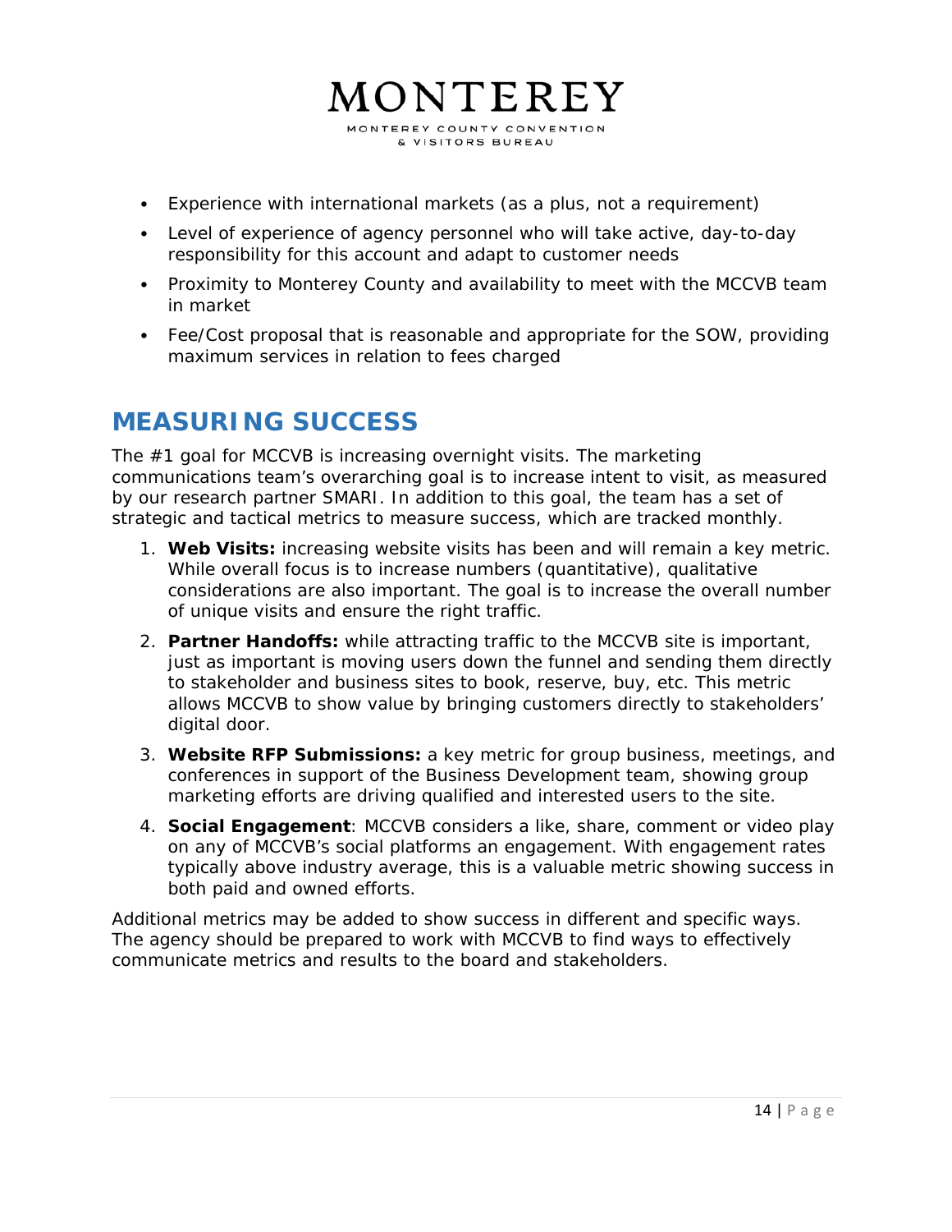- Experience with international markets (as a plus, not a requirement)
- Level of experience of agency personnel who will take active, day-to-day responsibility for this account and adapt to customer needs
- Proximity to Monterey County and availability to meet with the MCCVB team in market
- Fee/Cost proposal that is reasonable and appropriate for the SOW, providing maximum services in relation to fees charged

## MEASURING SUCCESS

The #1 goal for MCCVB is increasing overnight visits. The marketing communications team's overarching goal is to increase intent to visit, as measured by our research partner SMARI. In addition to this goal, the team has a set of strategic and tactical metrics to measure success, which are tracked monthly.

1. **Web Visits:** increasing website visits has been and will remain a key metric. While overall focus is to increase numbers (quantitative), qualitative considerations are also important. The goal is to increase the overall number of unique visits and ensure the right traffic.
2. **Partner Handoffs:** while attracting traffic to the MCCVB site is important, just as important is moving users down the funnel and sending them directly to stakeholder and business sites to book, reserve, buy, etc. This metric allows MCCVB to show value by bringing customers directly to stakeholders' digital door.
3. **Website RFP Submissions:** a key metric for group business, meetings, and conferences in support of the Business Development team, showing group marketing efforts are driving qualified and interested users to the site.
4. **Social Engagement**: MCCVB considers a like, share, comment or video play on any of MCCVB's social platforms an engagement. With engagement rates typically above industry average, this is a valuable metric showing success in both paid and owned efforts.

Additional metrics may be added to show success in different and specific ways. The agency should be prepared to work with MCCVB to find ways to effectively communicate metrics and results to the board and stakeholders.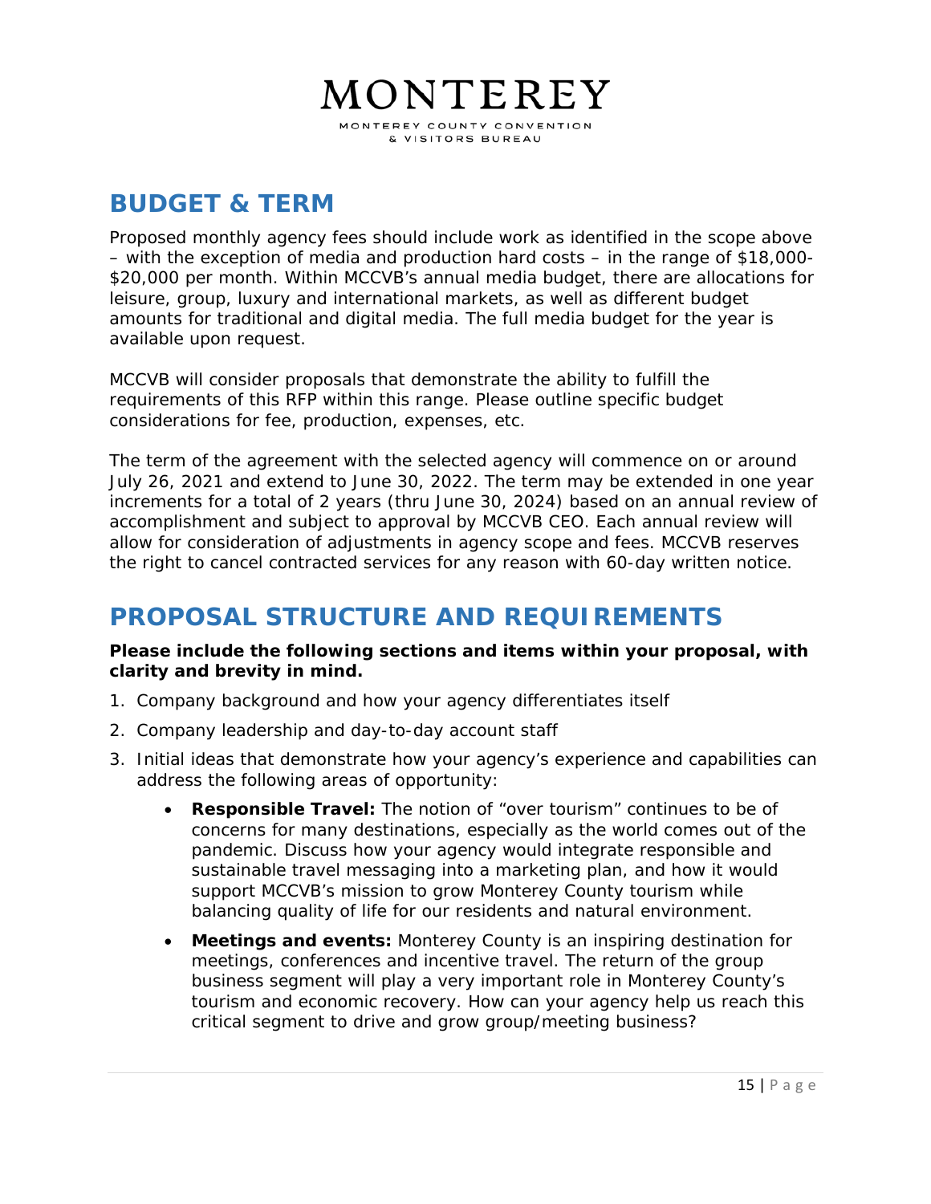## BUDGET & TERM

Proposed monthly agency fees should include work as identified in the scope above – with the exception of media and production hard costs – in the range of $18,000-$20,000 per month. Within MCCVB's annual media budget, there are allocations for leisure, group, luxury and international markets, as well as different budget amounts for traditional and digital media. The full media budget for the year is available upon request.

MCCVB will consider proposals that demonstrate the ability to fulfill the requirements of this RFP within this range. Please outline specific budget considerations for fee, production, expenses, etc.

The term of the agreement with the selected agency will commence on or around July 26, 2021 and extend to June 30, 2022. The term may be extended in one year increments for a total of 2 years (thru June 30, 2024) based on an annual review of accomplishment and subject to approval by MCCVB CEO. Each annual review will allow for consideration of adjustments in agency scope and fees. MCCVB reserves the right to cancel contracted services for any reason with 60-day written notice.

## PROPOSAL STRUCTURE AND REQUIREMENTS

**Please include the following sections and items within your proposal, with clarity and brevity in mind.**

1. Company background and how your agency differentiates itself
2. Company leadership and day-to-day account staff
3. Initial ideas that demonstrate how your agency's experience and capabilities can address the following areas of opportunity:
    - **Responsible Travel:** The notion of "over tourism" continues to be of concerns for many destinations, especially as the world comes out of the pandemic. Discuss how your agency would integrate responsible and sustainable travel messaging into a marketing plan, and how it would support MCCVB's mission to grow Monterey County tourism while balancing quality of life for our residents and natural environment.
    - **Meetings and events:** Monterey County is an inspiring destination for meetings, conferences and incentive travel. The return of the group business segment will play a very important role in Monterey County's tourism and economic recovery. How can your agency help us reach this critical segment to drive and grow group/meeting business?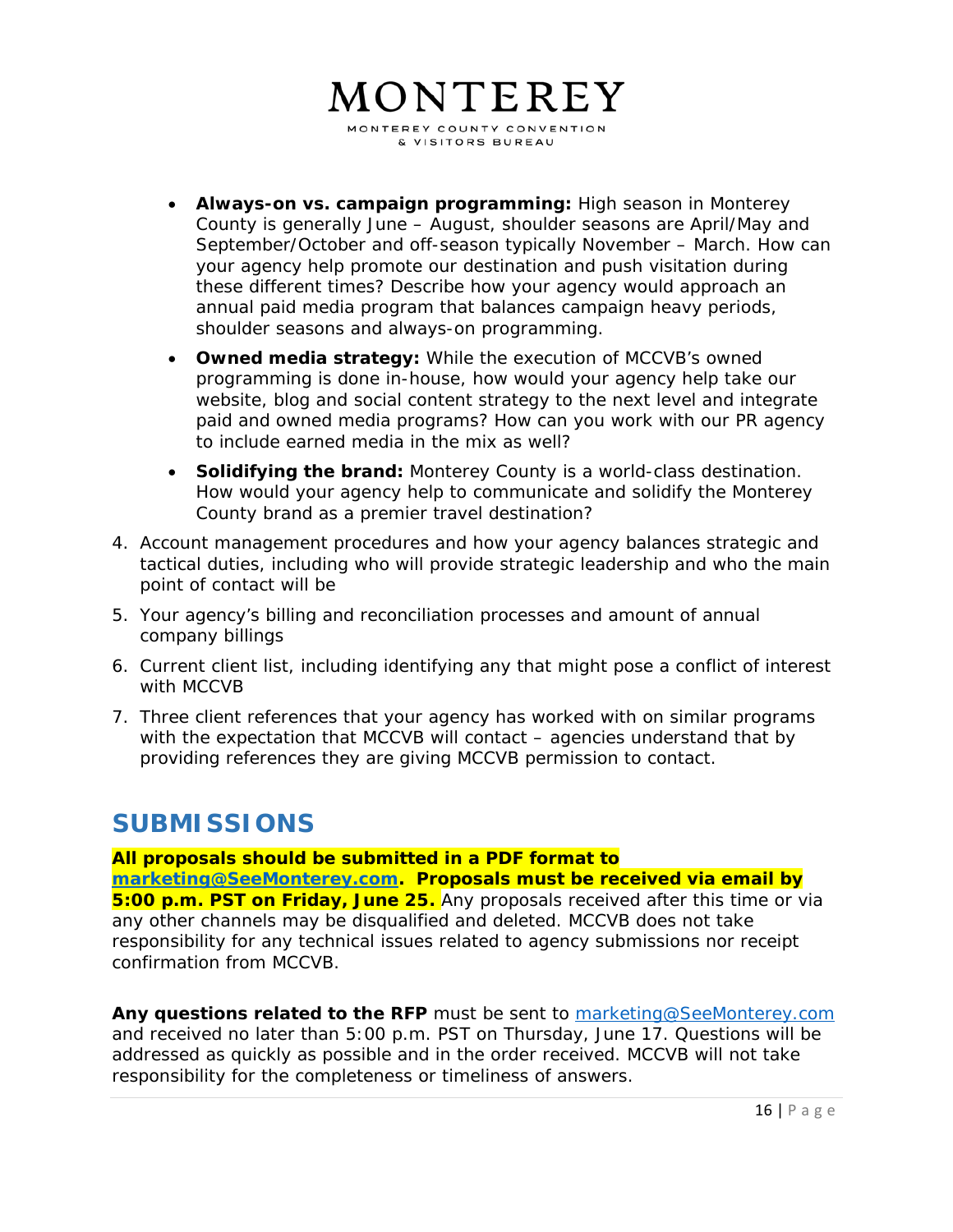- **Always-on vs. campaign programming:** High season in Monterey County is generally June – August, shoulder seasons are April/May and September/October and off-season typically November – March. How can your agency help promote our destination and push visitation during these different times? Describe how your agency would approach an annual paid media program that balances campaign heavy periods, shoulder seasons and always-on programming.
- **Owned media strategy:** While the execution of MCCVB's owned programming is done in-house, how would your agency help take our website, blog and social content strategy to the next level and integrate paid and owned media programs? How can you work with our PR agency to include earned media in the mix as well?
- **Solidifying the brand:** Monterey County is a world-class destination. How would your agency help to communicate and solidify the Monterey County brand as a premier travel destination?

4. Account management procedures and how your agency balances strategic and tactical duties, including who will provide strategic leadership and who the main point of contact will be
5. Your agency's billing and reconciliation processes and amount of annual company billings
6. Current client list, including identifying any that might pose a conflict of interest with MCCVB
7. Three client references that your agency has worked with on similar programs with the expectation that MCCVB will contact – agencies understand that by providing references they are giving MCCVB permission to contact.

## SUBMISSIONS

**All proposals should be submitted in a PDF format to marketing@SeeMonterey.com. Proposals must be received via email by 5:00 p.m. PST on Friday, June 25.** Any proposals received after this time or via any other channels may be disqualified and deleted. MCCVB does not take responsibility for any technical issues related to agency submissions nor receipt confirmation from MCCVB.

**Any questions related to the RFP** must be sent to marketing@SeeMonterey.com and received no later than 5:00 p.m. PST on Thursday, June 17. Questions will be addressed as quickly as possible and in the order received. MCCVB will not take responsibility for the completeness or timeliness of answers.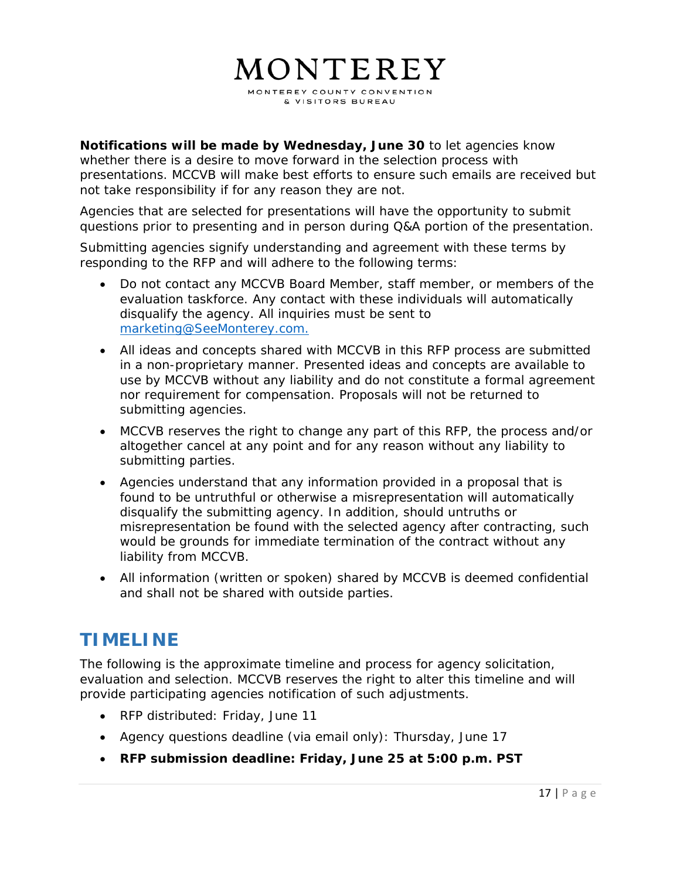**Notifications will be made by Wednesday, June 30** to let agencies know whether there is a desire to move forward in the selection process with presentations. MCCVB will make best efforts to ensure such emails are received but not take responsibility if for any reason they are not.

Agencies that are selected for presentations will have the opportunity to submit questions prior to presenting and in person during Q&A portion of the presentation.

Submitting agencies signify understanding and agreement with these terms by responding to the RFP and will adhere to the following terms:

- Do not contact any MCCVB Board Member, staff member, or members of the evaluation taskforce. Any contact with these individuals will automatically disqualify the agency. All inquiries must be sent to marketing@SeeMonterey.com.
- All ideas and concepts shared with MCCVB in this RFP process are submitted in a non-proprietary manner. Presented ideas and concepts are available to use by MCCVB without any liability and do not constitute a formal agreement nor requirement for compensation. Proposals will not be returned to submitting agencies.
- MCCVB reserves the right to change any part of this RFP, the process and/or altogether cancel at any point and for any reason without any liability to submitting parties.
- Agencies understand that any information provided in a proposal that is found to be untruthful or otherwise a misrepresentation will automatically disqualify the submitting agency. In addition, should untruths or misrepresentation be found with the selected agency after contracting, such would be grounds for immediate termination of the contract without any liability from MCCVB.
- All information (written or spoken) shared by MCCVB is deemed confidential and shall not be shared with outside parties.

## TIMELINE

The following is the approximate timeline and process for agency solicitation, evaluation and selection. MCCVB reserves the right to alter this timeline and will provide participating agencies notification of such adjustments.

- RFP distributed: Friday, June 11
- Agency questions deadline (via email only): Thursday, June 17
- **RFP submission deadline: Friday, June 25 at 5:00 p.m. PST**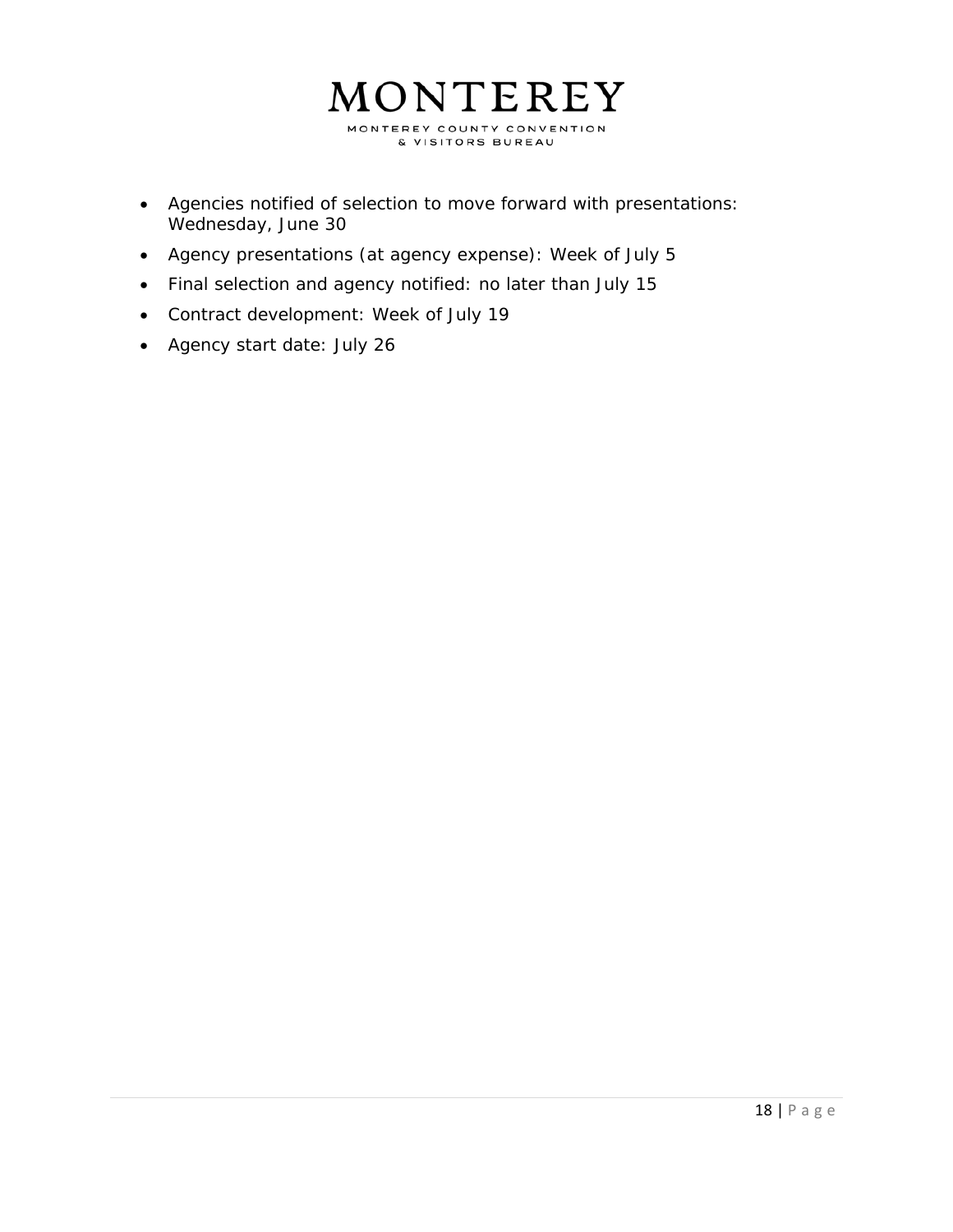- Agencies notified of selection to move forward with presentations: Wednesday, June 30
- Agency presentations (at agency expense): Week of July 5
- Final selection and agency notified: no later than July 15
- Contract development: Week of July 19
- Agency start date: July 26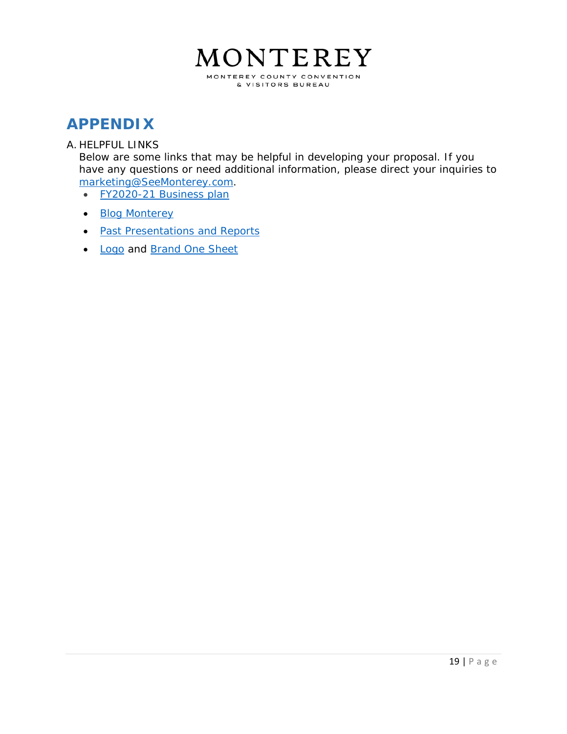# APPENDIX

A. HELPFUL LINKS

Below are some links that may be helpful in developing your proposal. If you have any questions or need additional information, please direct your inquiries to marketing@SeeMonterey.com.

- FY2020-21 Business plan
- Blog Monterey
- Past Presentations and Reports
- Logo and Brand One Sheet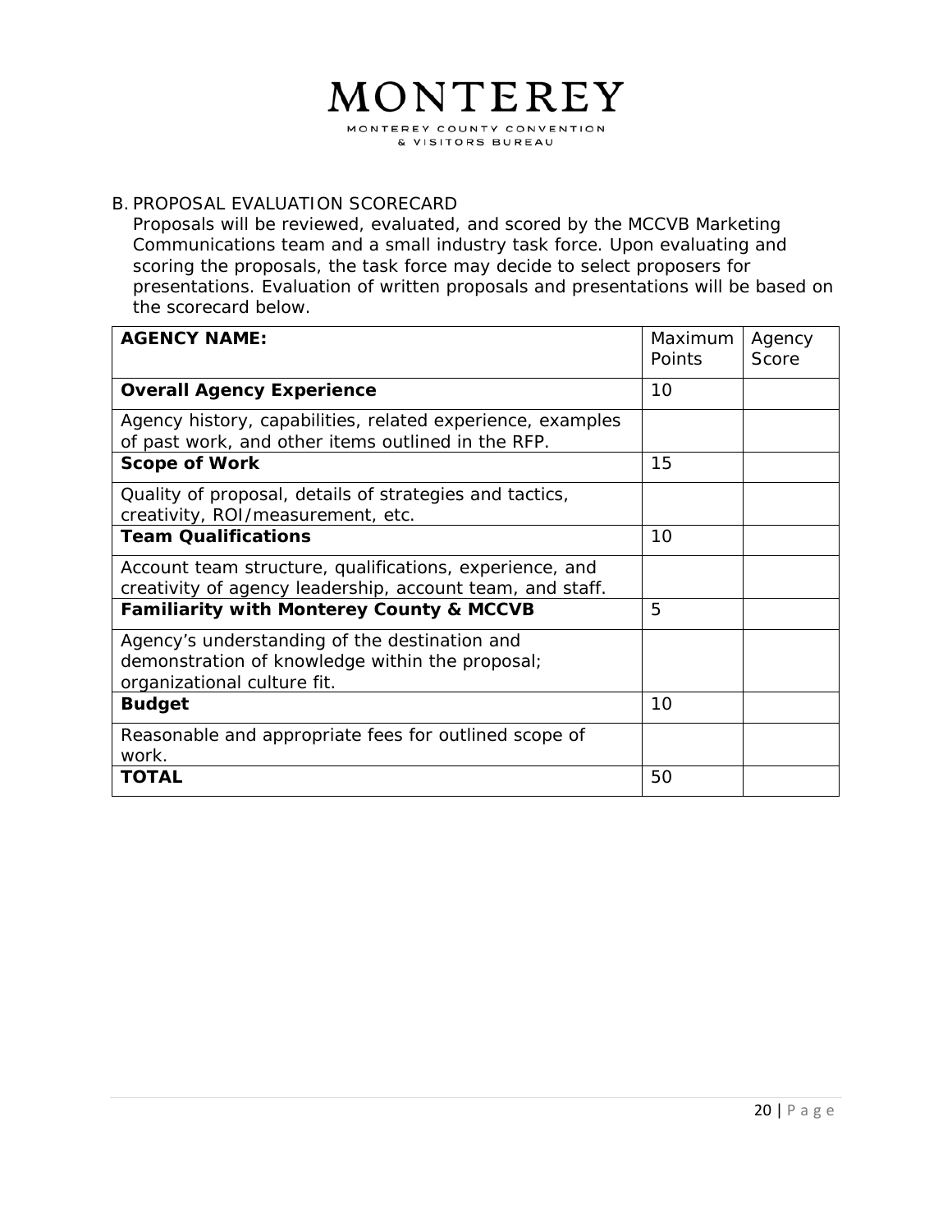## B. PROPOSAL EVALUATION SCORECARD

Proposals will be reviewed, evaluated, and scored by the MCCVB Marketing Communications team and a small industry task force. Upon evaluating and scoring the proposals, the task force may decide to select proposers for presentations. Evaluation of written proposals and presentations will be based on the scorecard below.

| **AGENCY NAME:** | Maximum Points | Agency Score |
|---|---|---|
| **Overall Agency Experience** | 10 | |
| Agency history, capabilities, related experience, examples of past work, and other items outlined in the RFP. | | |
| **Scope of Work** | 15 | |
| Quality of proposal, details of strategies and tactics, creativity, ROI/measurement, etc. | | |
| **Team Qualifications** | 10 | |
| Account team structure, qualifications, experience, and creativity of agency leadership, account team, and staff. | | |
| **Familiarity with Monterey County & MCCVB** | 5 | |
| Agency's understanding of the destination and demonstration of knowledge within the proposal; organizational culture fit. | | |
| **Budget** | 10 | |
| Reasonable and appropriate fees for outlined scope of work. | | |
| **TOTAL** | 50 | |